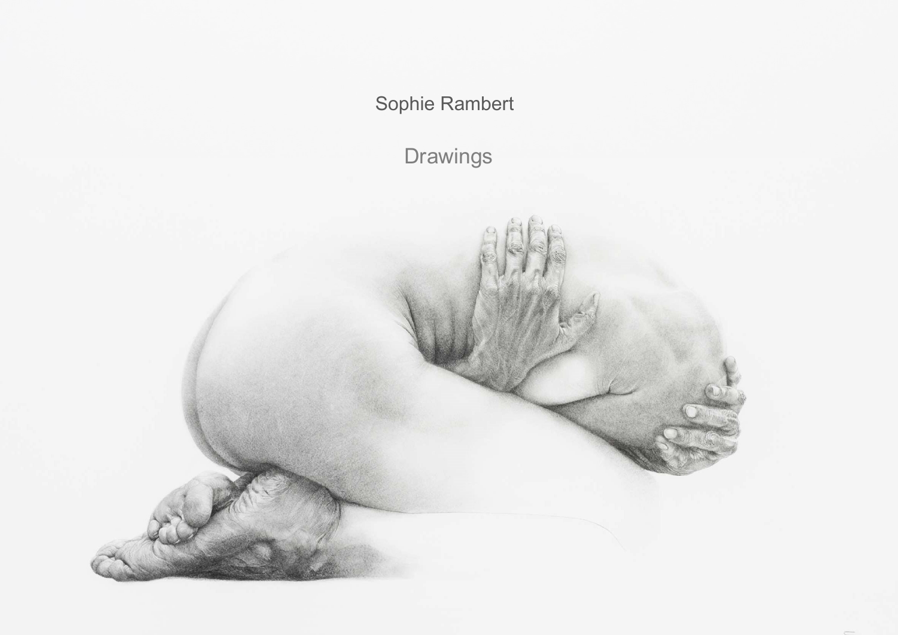# Sophie Rambert

## Drawings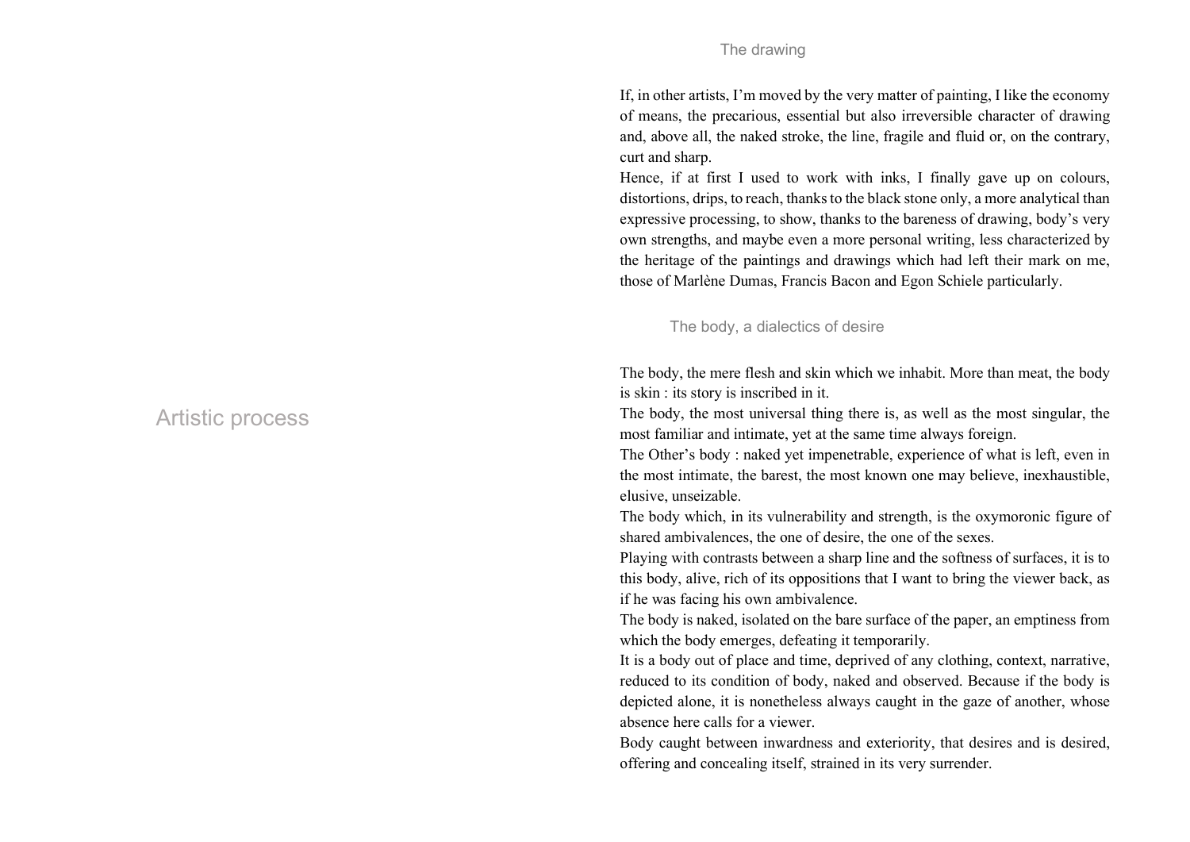# Artistic process

## The drawing

If, in other artists, I'm moved by the very matter of painting, I like the economy of means, the precarious, essential but also irreversible character of drawing and, above all, the naked stroke, the line, fragile and fluid or, on the contrary, curt and sharp.
Hence, if at first I used to work with inks, I finally gave up on colours, distortions, drips, to reach, thanks to the black stone only, a more analytical than expressive processing, to show, thanks to the bareness of drawing, body's very own strengths, and maybe even a more personal writing, less characterized by the heritage of the paintings and drawings which had left their mark on me, those of Marlène Dumas, Francis Bacon and Egon Schiele particularly.

## The body, a dialectics of desire

The body, the mere flesh and skin which we inhabit. More than meat, the body is skin : its story is inscribed in it.
The body, the most universal thing there is, as well as the most singular, the most familiar and intimate, yet at the same time always foreign.
The Other's body : naked yet impenetrable, experience of what is left, even in the most intimate, the barest, the most known one may believe, inexhaustible, elusive, unseizable.
The body which, in its vulnerability and strength, is the oxymoronic figure of shared ambivalences, the one of desire, the one of the sexes.
Playing with contrasts between a sharp line and the softness of surfaces, it is to this body, alive, rich of its oppositions that I want to bring the viewer back, as if he was facing his own ambivalence.
The body is naked, isolated on the bare surface of the paper, an emptiness from which the body emerges, defeating it temporarily.
It is a body out of place and time, deprived of any clothing, context, narrative, reduced to its condition of body, naked and observed. Because if the body is depicted alone, it is nonetheless always caught in the gaze of another, whose absence here calls for a viewer.
Body caught between inwardness and exteriority, that desires and is desired, offering and concealing itself, strained in its very surrender.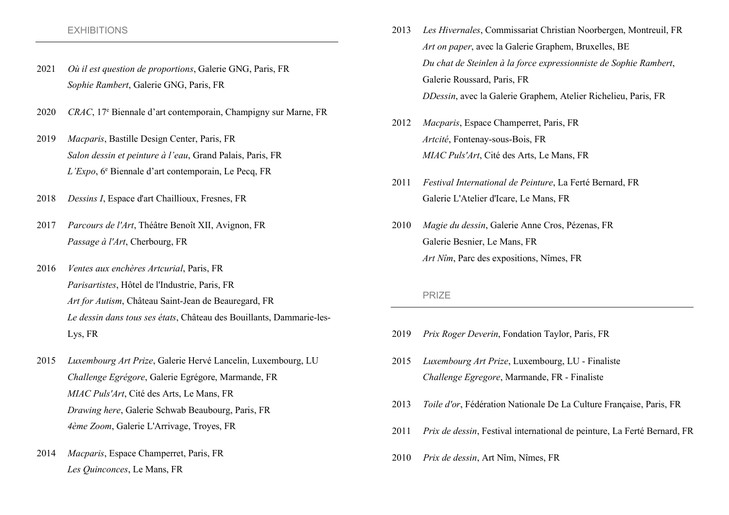## EXHIBITIONS

**2021**
*Où il est question de proportions*, Galerie GNG, Paris, FR
*Sophie Rambert*, Galerie GNG, Paris, FR

**2020**
*CRAC*, 17e Biennale d'art contemporain, Champigny sur Marne, FR

**2019**
*Macparis*, Bastille Design Center, Paris, FR
*Salon dessin et peinture à l'eau*, Grand Palais, Paris, FR
*L'Expo*, 6e Biennale d'art contemporain, Le Pecq, FR

**2018**
*Dessins I*, Espace d'art Chaillioux, Fresnes, FR

**2017**
*Parcours de l'Art*, Théâtre Benoît XII, Avignon, FR
*Passage à l'Art*, Cherbourg, FR

**2016**
*Ventes aux enchères Artcurial*, Paris, FR
*Parisartistes*, Hôtel de l'Industrie, Paris, FR
*Art for Autism*, Château Saint-Jean de Beauregard, FR
*Le dessin dans tous ses états*, Château des Bouillants, Dammarie-les-Lys, FR

**2015**
*Luxembourg Art Prize*, Galerie Hervé Lancelin, Luxembourg, LU
*Challenge Egrégore*, Galerie Egrégore, Marmande, FR
*MIAC Puls'Art*, Cité des Arts, Le Mans, FR
*Drawing here*, Galerie Schwab Beaubourg, Paris, FR
*4ème Zoom*, Galerie L'Arrivage, Troyes, FR

**2014**
*Macparis*, Espace Champerret, Paris, FR
*Les Quinconces*, Le Mans, FR

**2013**
*Les Hivernales*, Commissariat Christian Noorbergen, Montreuil, FR
*Art on paper*, avec la Galerie Graphem, Bruxelles, BE
*Du chat de Steinlen à la force expressionniste de Sophie Rambert*, Galerie Roussard, Paris, FR
*DDessin*, avec la Galerie Graphem, Atelier Richelieu, Paris, FR

**2012**
*Macparis*, Espace Champerret, Paris, FR
*Artcité*, Fontenay-sous-Bois, FR
*MIAC Puls'Art*, Cité des Arts, Le Mans, FR

**2011**
*Festival International de Peinture*, La Ferté Bernard, FR
Galerie L'Atelier d'Icare, Le Mans, FR

**2010**
*Magie du dessin*, Galerie Anne Cros, Pézenas, FR
Galerie Besnier, Le Mans, FR
*Art Nîm*, Parc des expositions, Nîmes, FR

## PRIZE

**2019**
*Prix Roger Deverin*, Fondation Taylor, Paris, FR

**2015**
*Luxembourg Art Prize*, Luxembourg, LU - Finaliste
*Challenge Egregore*, Marmande, FR - Finaliste

**2013**
*Toile d'or*, Fédération Nationale De La Culture Française, Paris, FR

**2011**
*Prix de dessin*, Festival international de peinture, La Ferté Bernard, FR

**2010**
*Prix de dessin*, Art Nîm, Nîmes, FR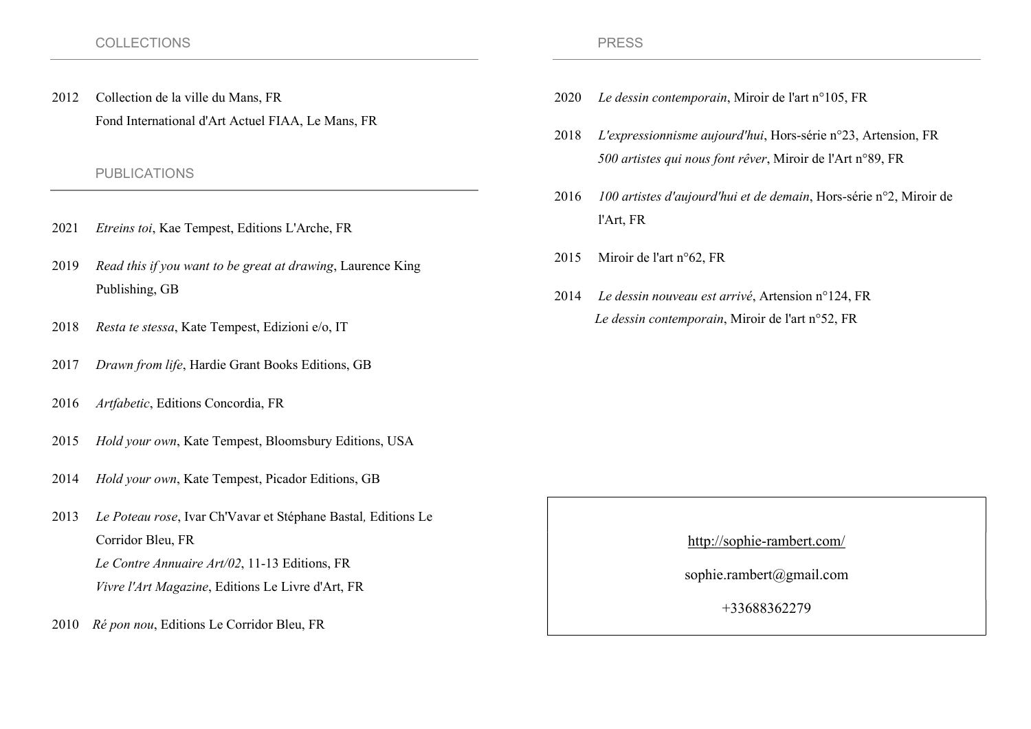## COLLECTIONS

2012 Collection de la ville du Mans, FR
Fond International d'Art Actuel FIAA, Le Mans, FR

## PUBLICATIONS

2021 *Etreins toi*, Kae Tempest, Editions L'Arche, FR

2019 *Read this if you want to be great at drawing*, Laurence King Publishing, GB

2018 *Resta te stessa*, Kate Tempest, Edizioni e/o, IT

2017 *Drawn from life*, Hardie Grant Books Editions, GB

2016 *Artfabetic*, Editions Concordia, FR

2015 *Hold your own*, Kate Tempest, Bloomsbury Editions, USA

2014 *Hold your own*, Kate Tempest, Picador Editions, GB

2013 *Le Poteau rose*, Ivar Ch'Vavar et Stéphane Bastal, Editions Le Corridor Bleu, FR
*Le Contre Annuaire Art/02*, 11-13 Editions, FR
*Vivre l'Art Magazine*, Editions Le Livre d'Art, FR

2010 *Ré pon nou*, Editions Le Corridor Bleu, FR

## PRESS

2020 *Le dessin contemporain*, Miroir de l'art n°105, FR

2018 *L'expressionnisme aujourd'hui*, Hors-série n°23, Artension, FR
*500 artistes qui nous font rêver*, Miroir de l'Art n°89, FR

2016 *100 artistes d'aujourd'hui et de demain*, Hors-série n°2, Miroir de l'Art, FR

2015 Miroir de l'art n°62, FR

2014 *Le dessin nouveau est arrivé*, Artension n°124, FR
*Le dessin contemporain*, Miroir de l'art n°52, FR

http://sophie-rambert.com/

sophie.rambert@gmail.com

+33688362279